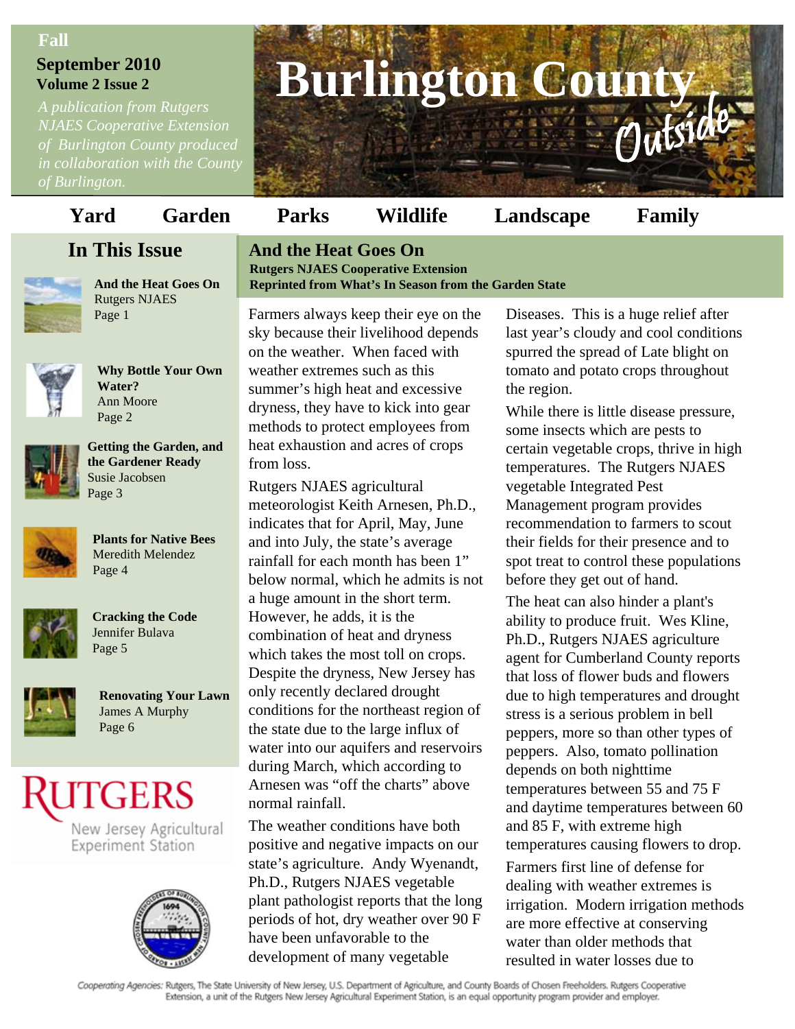**Fall**

**September 2010**
**Volume 2 Issue 2**

*A publication from Rutgers NJAES Cooperative Extension of Burlington County produced in collaboration with the County of Burlington.*

# Burlington County *Outside*

**Yard** | **Garden** | **Parks** | **Wildlife** | **Landscape** | **Family**

## In This Issue

**And the Heat Goes On**
Rutgers NJAES
Page 1

**Why Bottle Your Own Water?**
Ann Moore
Page 2

**Getting the Garden, and the Gardener Ready**
Susie Jacobsen
Page 3

**Plants for Native Bees**
Meredith Melendez
Page 4

**Cracking the Code**
Jennifer Bulava
Page 5

**Renovating Your Lawn**
James A Murphy
Page 6

RUTGERS
New Jersey Agricultural Experiment Station

## And the Heat Goes On

**Rutgers NJAES Cooperative Extension**
**Reprinted from What's In Season from the Garden State**

Farmers always keep their eye on the sky because their livelihood depends on the weather. When faced with weather extremes such as this summer's high heat and excessive dryness, they have to kick into gear methods to protect employees from heat exhaustion and acres of crops from loss.

Rutgers NJAES agricultural meteorologist Keith Arnesen, Ph.D., indicates that for April, May, June and into July, the state's average rainfall for each month has been 1" below normal, which he admits is not a huge amount in the short term. However, he adds, it is the combination of heat and dryness which takes the most toll on crops. Despite the dryness, New Jersey has only recently declared drought conditions for the northeast region of the state due to the large influx of water into our aquifers and reservoirs during March, which according to Arnesen was "off the charts" above normal rainfall.

The weather conditions have both positive and negative impacts on our state's agriculture. Andy Wyenandt, Ph.D., Rutgers NJAES vegetable plant pathologist reports that the long periods of hot, dry weather over 90 F have been unfavorable to the development of many vegetable Diseases. This is a huge relief after last year's cloudy and cool conditions spurred the spread of Late blight on tomato and potato crops throughout the region.

While there is little disease pressure, some insects which are pests to certain vegetable crops, thrive in high temperatures. The Rutgers NJAES vegetable Integrated Pest Management program provides recommendation to farmers to scout their fields for their presence and to spot treat to control these populations before they get out of hand.

The heat can also hinder a plant's ability to produce fruit. Wes Kline, Ph.D., Rutgers NJAES agriculture agent for Cumberland County reports that loss of flower buds and flowers due to high temperatures and drought stress is a serious problem in bell peppers, more so than other types of peppers. Also, tomato pollination depends on both nighttime temperatures between 55 and 75 F and daytime temperatures between 60 and 85 F, with extreme high temperatures causing flowers to drop.

Farmers first line of defense for dealing with weather extremes is irrigation. Modern irrigation methods are more effective at conserving water than older methods that resulted in water losses due to

Cooperating Agencies: Rutgers, The State University of New Jersey, U.S. Department of Agriculture, and County Boards of Chosen Freeholders. Rutgers Cooperative Extension, a unit of the Rutgers New Jersey Agricultural Experiment Station, is an equal opportunity program provider and employer.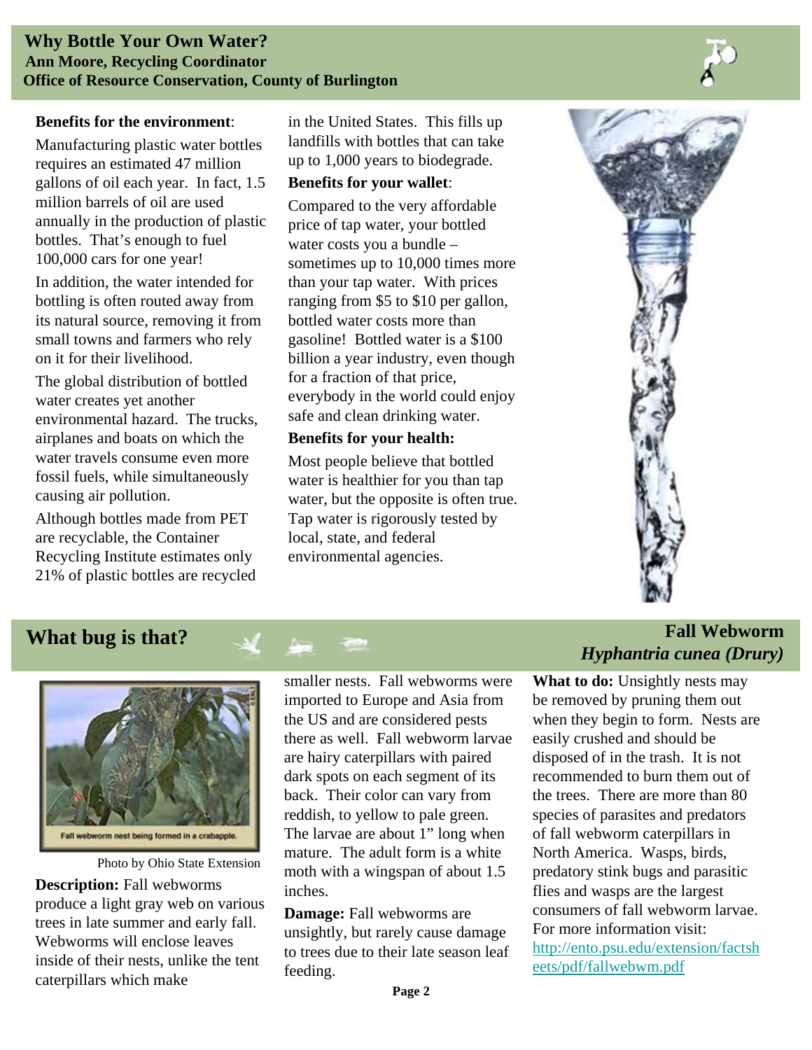## Why Bottle Your Own Water?

**Ann Moore, Recycling Coordinator**
**Office of Resource Conservation, County of Burlington**

**Benefits for the environment**:

Manufacturing plastic water bottles requires an estimated 47 million gallons of oil each year. In fact, 1.5 million barrels of oil are used annually in the production of plastic bottles. That's enough to fuel 100,000 cars for one year!

In addition, the water intended for bottling is often routed away from its natural source, removing it from small towns and farmers who rely on it for their livelihood.

The global distribution of bottled water creates yet another environmental hazard. The trucks, airplanes and boats on which the water travels consume even more fossil fuels, while simultaneously causing air pollution.

Although bottles made from PET are recyclable, the Container Recycling Institute estimates only 21% of plastic bottles are recycled in the United States. This fills up landfills with bottles that can take up to 1,000 years to biodegrade.

**Benefits for your wallet**:

Compared to the very affordable price of tap water, your bottled water costs you a bundle – sometimes up to 10,000 times more than your tap water. With prices ranging from $5 to $10 per gallon, bottled water costs more than gasoline! Bottled water is a $100 billion a year industry, even though for a fraction of that price, everybody in the world could enjoy safe and clean drinking water.

**Benefits for your health:**

Most people believe that bottled water is healthier for you than tap water, but the opposite is often true. Tap water is rigorously tested by local, state, and federal environmental agencies.

## What bug is that?

### Fall Webworm
### *Hyphantria cunea (Drury)*

Fall webworm nest being formed in a crabapple.

Photo by Ohio State Extension

**Description:** Fall webworms produce a light gray web on various trees in late summer and early fall. Webworms will enclose leaves inside of their nests, unlike the tent caterpillars which make smaller nests. Fall webworms were imported to Europe and Asia from the US and are considered pests there as well. Fall webworm larvae are hairy caterpillars with paired dark spots on each segment of its back. Their color can vary from reddish, to yellow to pale green. The larvae are about 1" long when mature. The adult form is a white moth with a wingspan of about 1.5 inches.

**Damage:** Fall webworms are unsightly, but rarely cause damage to trees due to their late season leaf feeding.

**What to do:** Unsightly nests may be removed by pruning them out when they begin to form. Nests are easily crushed and should be disposed of in the trash. It is not recommended to burn them out of the trees. There are more than 80 species of parasites and predators of fall webworm caterpillars in North America. Wasps, birds, predatory stink bugs and parasitic flies and wasps are the largest consumers of fall webworm larvae. For more information visit: http://ento.psu.edu/extension/factsheets/pdf/fallwebwm.pdf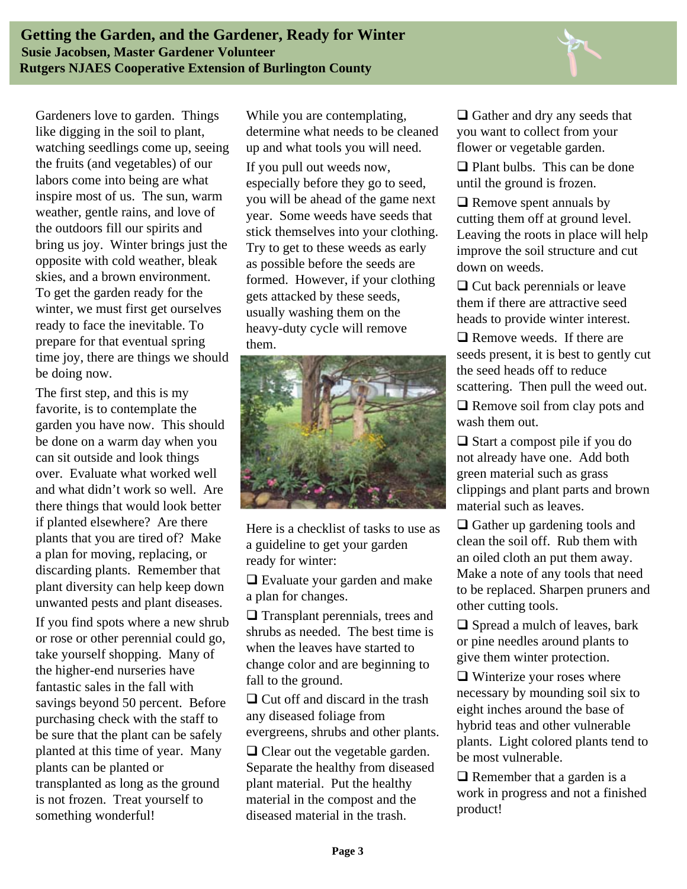## Getting the Garden, and the Gardener, Ready for Winter

**Susie Jacobsen, Master Gardener Volunteer**
**Rutgers NJAES Cooperative Extension of Burlington County**

Gardeners love to garden. Things like digging in the soil to plant, watching seedlings come up, seeing the fruits (and vegetables) of our labors come into being are what inspire most of us. The sun, warm weather, gentle rains, and love of the outdoors fill our spirits and bring us joy. Winter brings just the opposite with cold weather, bleak skies, and a brown environment. To get the garden ready for the winter, we must first get ourselves ready to face the inevitable. To prepare for that eventual spring time joy, there are things we should be doing now.

The first step, and this is my favorite, is to contemplate the garden you have now. This should be done on a warm day when you can sit outside and look things over. Evaluate what worked well and what didn't work so well. Are there things that would look better if planted elsewhere? Are there plants that you are tired of? Make a plan for moving, replacing, or discarding plants. Remember that plant diversity can help keep down unwanted pests and plant diseases.

If you find spots where a new shrub or rose or other perennial could go, take yourself shopping. Many of the higher-end nurseries have fantastic sales in the fall with savings beyond 50 percent. Before purchasing check with the staff to be sure that the plant can be safely planted at this time of year. Many plants can be planted or transplanted as long as the ground is not frozen. Treat yourself to something wonderful!

While you are contemplating, determine what needs to be cleaned up and what tools you will need.

If you pull out weeds now, especially before they go to seed, you will be ahead of the game next year. Some weeds have seeds that stick themselves into your clothing. Try to get to these weeds as early as possible before the seeds are formed. However, if your clothing gets attacked by these seeds, usually washing them on the heavy-duty cycle will remove them.

Here is a checklist of tasks to use as a guideline to get your garden ready for winter:

- ❑ Evaluate your garden and make a plan for changes.
- ❑ Transplant perennials, trees and shrubs as needed. The best time is when the leaves have started to change color and are beginning to fall to the ground.
- ❑ Cut off and discard in the trash any diseased foliage from evergreens, shrubs and other plants.
- ❑ Clear out the vegetable garden. Separate the healthy from diseased plant material. Put the healthy material in the compost and the diseased material in the trash.
- ❑ Gather and dry any seeds that you want to collect from your flower or vegetable garden.
- ❑ Plant bulbs. This can be done until the ground is frozen.
- ❑ Remove spent annuals by cutting them off at ground level. Leaving the roots in place will help improve the soil structure and cut down on weeds.
- ❑ Cut back perennials or leave them if there are attractive seed heads to provide winter interest.
- ❑ Remove weeds. If there are seeds present, it is best to gently cut the seed heads off to reduce scattering. Then pull the weed out.
- ❑ Remove soil from clay pots and wash them out.
- ❑ Start a compost pile if you do not already have one. Add both green material such as grass clippings and plant parts and brown material such as leaves.
- ❑ Gather up gardening tools and clean the soil off. Rub them with an oiled cloth an put them away. Make a note of any tools that need to be replaced. Sharpen pruners and other cutting tools.
- ❑ Spread a mulch of leaves, bark or pine needles around plants to give them winter protection.
- ❑ Winterize your roses where necessary by mounding soil six to eight inches around the base of hybrid teas and other vulnerable plants. Light colored plants tend to be most vulnerable.
- ❑ Remember that a garden is a work in progress and not a finished product!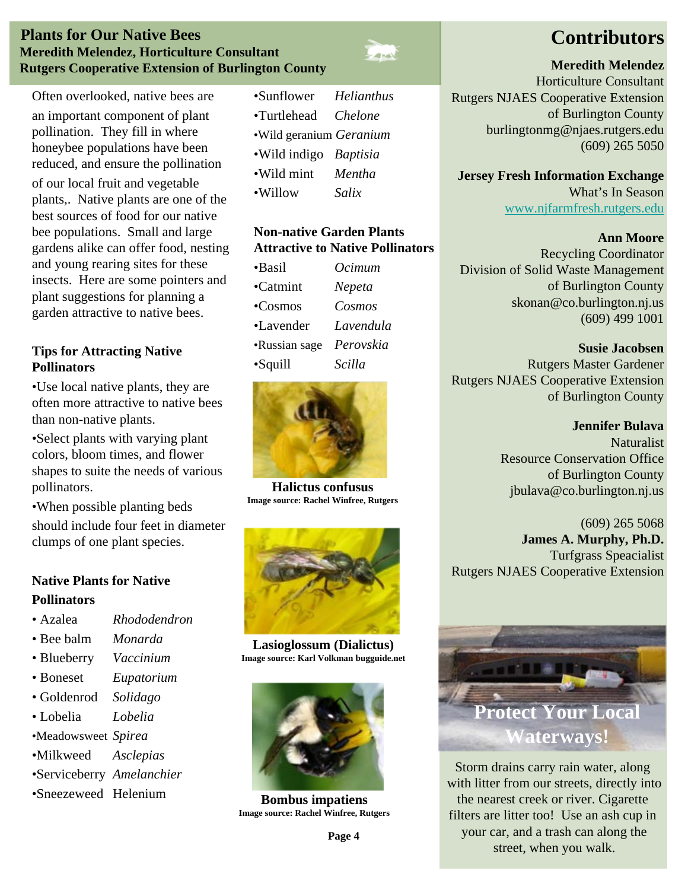## Plants for Our Native Bees

**Meredith Melendez, Horticulture Consultant**
**Rutgers Cooperative Extension of Burlington County**

Often overlooked, native bees are an important component of plant pollination. They fill in where honeybee populations have been reduced, and ensure the pollination of our local fruit and vegetable plants,. Native plants are one of the best sources of food for our native bee populations. Small and large gardens alike can offer food, nesting and young rearing sites for these insects. Here are some pointers and plant suggestions for planning a garden attractive to native bees.

### Tips for Attracting Native Pollinators

- Use local native plants, they are often more attractive to native bees than non-native plants.
- Select plants with varying plant colors, bloom times, and flower shapes to suite the needs of various pollinators.
- When possible planting beds should include four feet in diameter clumps of one plant species.

### Native Plants for Native Pollinators

- Azalea *Rhododendron*
- Bee balm *Monarda*
- Blueberry *Vaccinium*
- Boneset *Eupatorium*
- Goldenrod *Solidago*
- Lobelia *Lobelia*
- Meadowsweet *Spirea*
- Milkweed *Asclepias*
- Serviceberry *Amelanchier*
- Sneezeweed Helenium
- Sunflower *Helianthus*
- Turtlehead *Chelone*
- Wild geranium *Geranium*
- Wild indigo *Baptisia*
- Wild mint *Mentha*
- Willow *Salix*

### Non-native Garden Plants Attractive to Native Pollinators

- Basil *Ocimum*
- Catmint *Nepeta*
- Cosmos *Cosmos*
- Lavender *Lavendula*
- Russian sage *Perovskia*
- Squill *Scilla*

**Halictus confusus**
**Image source: Rachel Winfree, Rutgers**

**Lasioglossum (Dialictus)**
**Image source: Karl Volkman bugguide.net**

**Bombus impatiens**
**Image source: Rachel Winfree, Rutgers**

## Contributors

**Meredith Melendez**
Horticulture Consultant
Rutgers NJAES Cooperative Extension of Burlington County
burlingtonmg@njaes.rutgers.edu
(609) 265 5050

**Jersey Fresh Information Exchange**
What's In Season
www.njfarmfresh.rutgers.edu

**Ann Moore**
Recycling Coordinator
Division of Solid Waste Management of Burlington County
skonan@co.burlington.nj.us
(609) 499 1001

**Susie Jacobsen**
Rutgers Master Gardener
Rutgers NJAES Cooperative Extension of Burlington County

**Jennifer Bulava**
Naturalist
Resource Conservation Office of Burlington County
jbulava@co.burlington.nj.us

(609) 265 5068

**James A. Murphy, Ph.D.**
Turfgrass Speacialist
Rutgers NJAES Cooperative Extension

### Protect Your Local Waterways!

Storm drains carry rain water, along with litter from our streets, directly into the nearest creek or river. Cigarette filters are litter too! Use an ash cup in your car, and a trash can along the street, when you walk.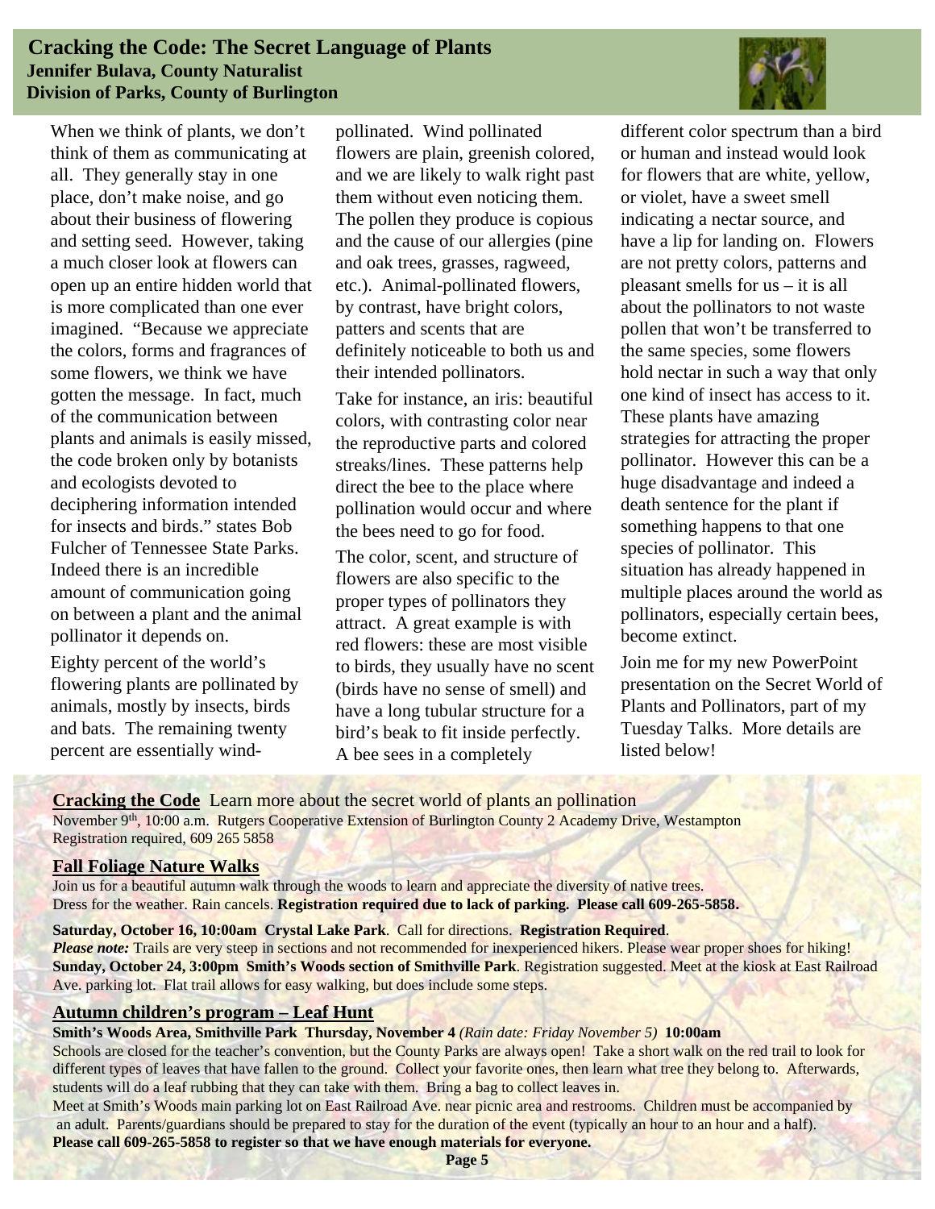## Cracking the Code: The Secret Language of Plants

**Jennifer Bulava, County Naturalist**
**Division of Parks, County of Burlington**

When we think of plants, we don't think of them as communicating at all. They generally stay in one place, don't make noise, and go about their business of flowering and setting seed. However, taking a much closer look at flowers can open up an entire hidden world that is more complicated than one ever imagined. "Because we appreciate the colors, forms and fragrances of some flowers, we think we have gotten the message. In fact, much of the communication between plants and animals is easily missed, the code broken only by botanists and ecologists devoted to deciphering information intended for insects and birds." states Bob Fulcher of Tennessee State Parks. Indeed there is an incredible amount of communication going on between a plant and the animal pollinator it depends on.

Eighty percent of the world's flowering plants are pollinated by animals, mostly by insects, birds and bats. The remaining twenty percent are essentially wind-pollinated. Wind pollinated flowers are plain, greenish colored, and we are likely to walk right past them without even noticing them. The pollen they produce is copious and the cause of our allergies (pine and oak trees, grasses, ragweed, etc.). Animal-pollinated flowers, by contrast, have bright colors, patters and scents that are definitely noticeable to both us and their intended pollinators.

Take for instance, an iris: beautiful colors, with contrasting color near the reproductive parts and colored streaks/lines. These patterns help direct the bee to the place where pollination would occur and where the bees need to go for food.

The color, scent, and structure of flowers are also specific to the proper types of pollinators they attract. A great example is with red flowers: these are most visible to birds, they usually have no scent (birds have no sense of smell) and have a long tubular structure for a bird's beak to fit inside perfectly. A bee sees in a completely different color spectrum than a bird or human and instead would look for flowers that are white, yellow, or violet, have a sweet smell indicating a nectar source, and have a lip for landing on. Flowers are not pretty colors, patterns and pleasant smells for us – it is all about the pollinators to not waste pollen that won't be transferred to the same species, some flowers hold nectar in such a way that only one kind of insect has access to it. These plants have amazing strategies for attracting the proper pollinator. However this can be a huge disadvantage and indeed a death sentence for the plant if something happens to that one species of pollinator. This situation has already happened in multiple places around the world as pollinators, especially certain bees, become extinct.

Join me for my new PowerPoint presentation on the Secret World of Plants and Pollinators, part of my Tuesday Talks. More details are listed below!

**Cracking the Code** Learn more about the secret world of plants an pollination
November 9th, 10:00 a.m. Rutgers Cooperative Extension of Burlington County 2 Academy Drive, Westampton
Registration required, 609 265 5858

### Fall Foliage Nature Walks

Join us for a beautiful autumn walk through the woods to learn and appreciate the diversity of native trees.
Dress for the weather. Rain cancels. **Registration required due to lack of parking. Please call 609-265-5858.**

**Saturday, October 16, 10:00am Crystal Lake Park**. Call for directions. **Registration Required**.
***Please note:*** Trails are very steep in sections and not recommended for inexperienced hikers. Please wear proper shoes for hiking!
**Sunday, October 24, 3:00pm Smith's Woods section of Smithville Park**. Registration suggested. Meet at the kiosk at East Railroad Ave. parking lot. Flat trail allows for easy walking, but does include some steps.

### Autumn children's program – Leaf Hunt

**Smith's Woods Area, Smithville Park Thursday, November 4** *(Rain date: Friday November 5)* **10:00am**
Schools are closed for the teacher's convention, but the County Parks are always open! Take a short walk on the red trail to look for different types of leaves that have fallen to the ground. Collect your favorite ones, then learn what tree they belong to. Afterwards, students will do a leaf rubbing that they can take with them. Bring a bag to collect leaves in.
Meet at Smith's Woods main parking lot on East Railroad Ave. near picnic area and restrooms. Children must be accompanied by an adult. Parents/guardians should be prepared to stay for the duration of the event (typically an hour to an hour and a half).
**Please call 609-265-5858 to register so that we have enough materials for everyone.**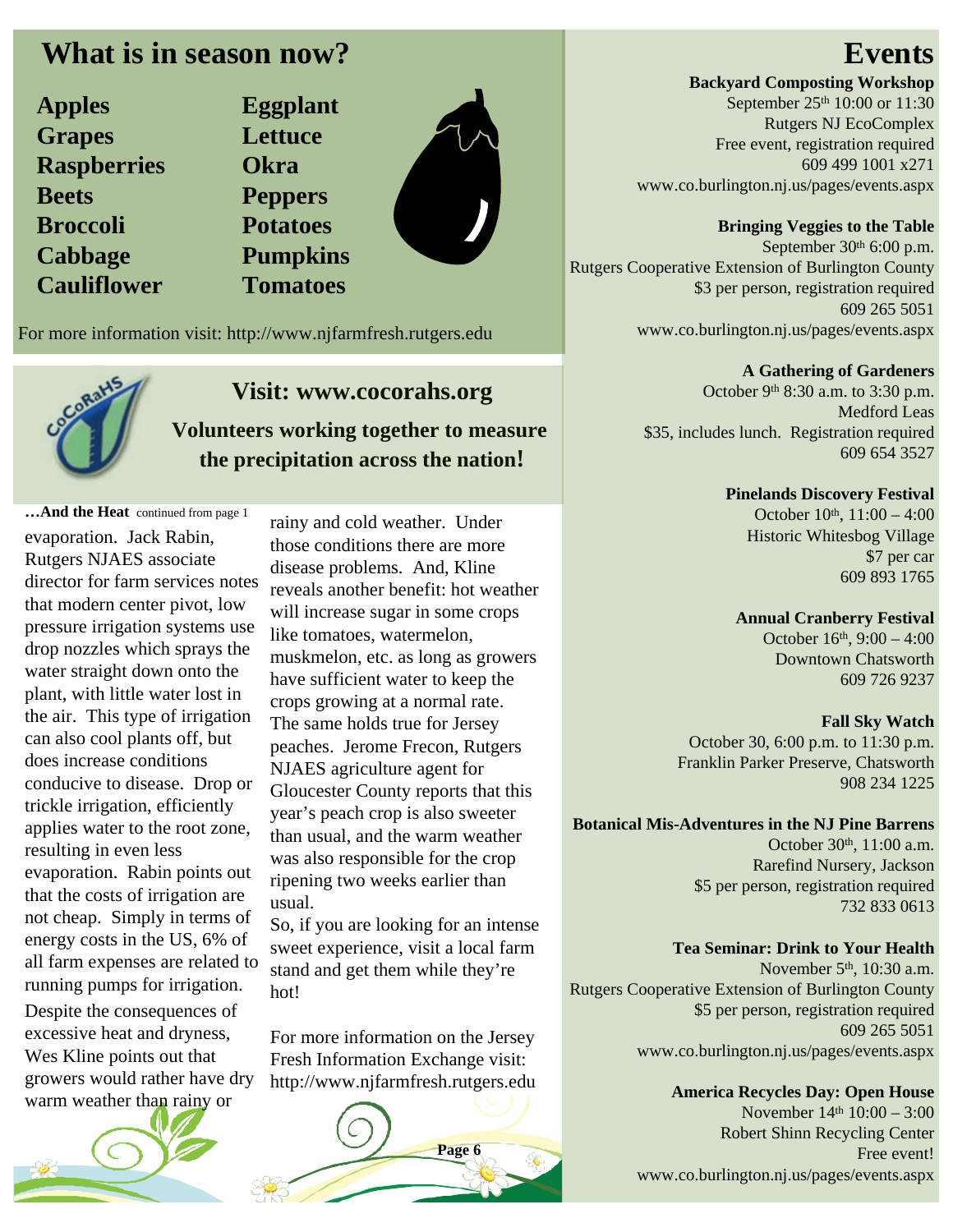## What is in season now?

- Apples
- Grapes
- Raspberries
- Beets
- Broccoli
- Cabbage
- Cauliflower
- Eggplant
- Lettuce
- Okra
- Peppers
- Potatoes
- Pumpkins
- Tomatoes

For more information visit: http://www.njfarmfresh.rutgers.edu

### Visit: www.cocorahs.org

**Volunteers working together to measure the precipitation across the nation!**

**…And the Heat** continued from page 1

evaporation. Jack Rabin, Rutgers NJAES associate director for farm services notes that modern center pivot, low pressure irrigation systems use drop nozzles which sprays the water straight down onto the plant, with little water lost in the air. This type of irrigation can also cool plants off, but does increase conditions conducive to disease. Drop or trickle irrigation, efficiently applies water to the root zone, resulting in even less evaporation. Rabin points out that the costs of irrigation are not cheap. Simply in terms of energy costs in the US, 6% of all farm expenses are related to running pumps for irrigation.

Despite the consequences of excessive heat and dryness, Wes Kline points out that growers would rather have dry warm weather than rainy or rainy and cold weather. Under those conditions there are more disease problems. And, Kline reveals another benefit: hot weather will increase sugar in some crops like tomatoes, watermelon, muskmelon, etc. as long as growers have sufficient water to keep the crops growing at a normal rate. The same holds true for Jersey peaches. Jerome Frecon, Rutgers NJAES agriculture agent for Gloucester County reports that this year's peach crop is also sweeter than usual, and the warm weather was also responsible for the crop ripening two weeks earlier than usual.

So, if you are looking for an intense sweet experience, visit a local farm stand and get them while they're hot!

For more information on the Jersey Fresh Information Exchange visit: http://www.njfarmfresh.rutgers.edu

## Events

**Backyard Composting Workshop**
September 25th 10:00 or 11:30
Rutgers NJ EcoComplex
Free event, registration required
609 499 1001 x271
www.co.burlington.nj.us/pages/events.aspx

**Bringing Veggies to the Table**
September 30th 6:00 p.m.
Rutgers Cooperative Extension of Burlington County
$3 per person, registration required
609 265 5051
www.co.burlington.nj.us/pages/events.aspx

**A Gathering of Gardeners**
October 9th 8:30 a.m. to 3:30 p.m.
Medford Leas
$35, includes lunch. Registration required
609 654 3527

**Pinelands Discovery Festival**
October 10th, 11:00 – 4:00
Historic Whitesbog Village
$7 per car
609 893 1765

**Annual Cranberry Festival**
October 16th, 9:00 – 4:00
Downtown Chatsworth
609 726 9237

**Fall Sky Watch**
October 30, 6:00 p.m. to 11:30 p.m.
Franklin Parker Preserve, Chatsworth
908 234 1225

**Botanical Mis-Adventures in the NJ Pine Barrens**
October 30th, 11:00 a.m.
Rarefind Nursery, Jackson
$5 per person, registration required
732 833 0613

**Tea Seminar: Drink to Your Health**
November 5th, 10:30 a.m.
Rutgers Cooperative Extension of Burlington County
$5 per person, registration required
609 265 5051
www.co.burlington.nj.us/pages/events.aspx

**America Recycles Day: Open House**
November 14th 10:00 – 3:00
Robert Shinn Recycling Center
Free event!
www.co.burlington.nj.us/pages/events.aspx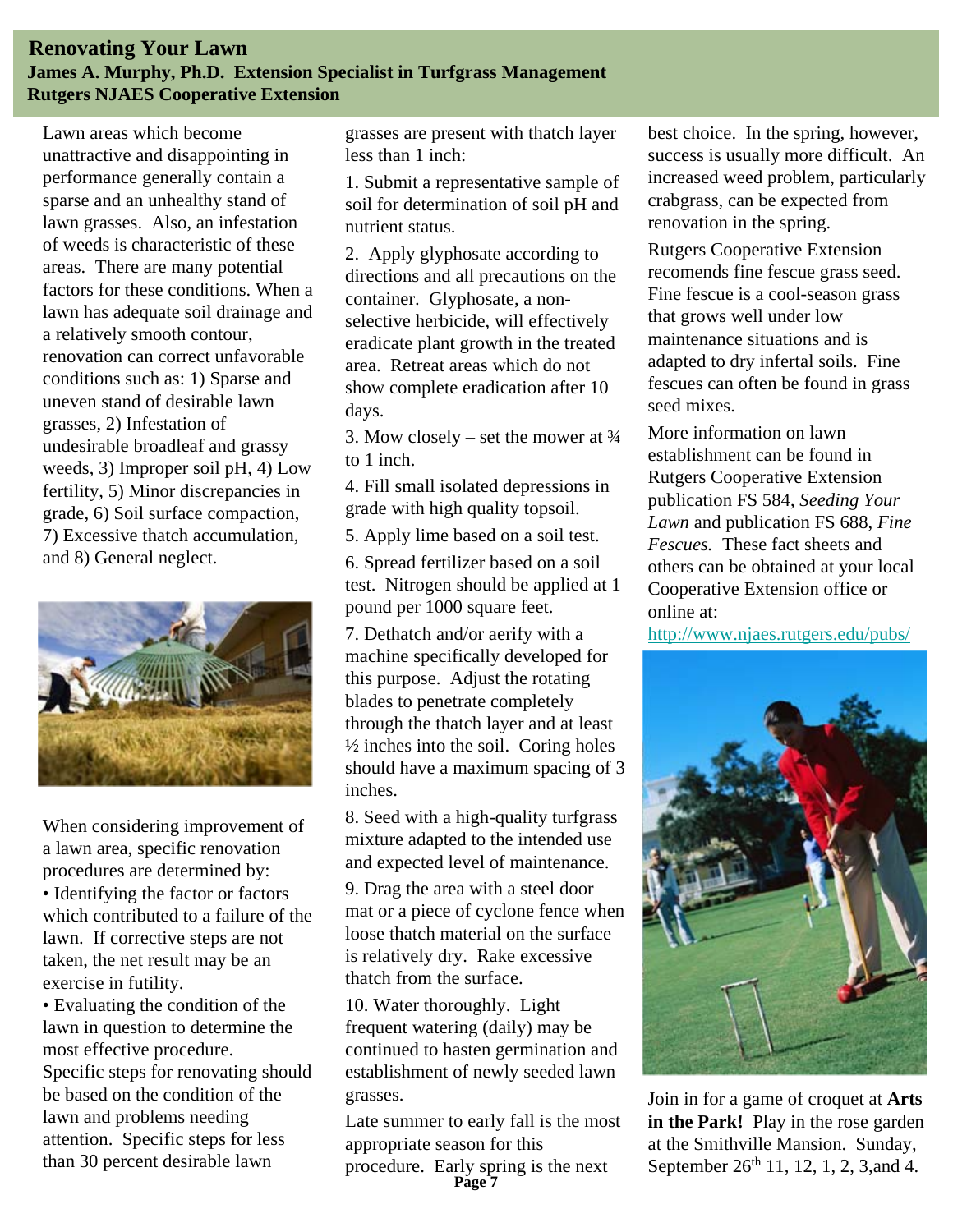# Renovating Your Lawn

**James A. Murphy, Ph.D. Extension Specialist in Turfgrass Management**
**Rutgers NJAES Cooperative Extension**

Lawn areas which become unattractive and disappointing in performance generally contain a sparse and an unhealthy stand of lawn grasses. Also, an infestation of weeds is characteristic of these areas. There are many potential factors for these conditions. When a lawn has adequate soil drainage and a relatively smooth contour, renovation can correct unfavorable conditions such as: 1) Sparse and uneven stand of desirable lawn grasses, 2) Infestation of undesirable broadleaf and grassy weeds, 3) Improper soil pH, 4) Low fertility, 5) Minor discrepancies in grade, 6) Soil surface compaction, 7) Excessive thatch accumulation, and 8) General neglect.

When considering improvement of a lawn area, specific renovation procedures are determined by:

- Identifying the factor or factors which contributed to a failure of the lawn. If corrective steps are not taken, the net result may be an exercise in futility.
- Evaluating the condition of the lawn in question to determine the most effective procedure.

Specific steps for renovating should be based on the condition of the lawn and problems needing attention. Specific steps for less than 30 percent desirable lawn grasses are present with thatch layer less than 1 inch:

1. Submit a representative sample of soil for determination of soil pH and nutrient status.
2. Apply glyphosate according to directions and all precautions on the container. Glyphosate, a non-selective herbicide, will effectively eradicate plant growth in the treated area. Retreat areas which do not show complete eradication after 10 days.
3. Mow closely – set the mower at ¾ to 1 inch.
4. Fill small isolated depressions in grade with high quality topsoil.
5. Apply lime based on a soil test.
6. Spread fertilizer based on a soil test. Nitrogen should be applied at 1 pound per 1000 square feet.
7. Dethatch and/or aerify with a machine specifically developed for this purpose. Adjust the rotating blades to penetrate completely through the thatch layer and at least ½ inches into the soil. Coring holes should have a maximum spacing of 3 inches.
8. Seed with a high-quality turfgrass mixture adapted to the intended use and expected level of maintenance.
9. Drag the area with a steel door mat or a piece of cyclone fence when loose thatch material on the surface is relatively dry. Rake excessive thatch from the surface.
10. Water thoroughly. Light frequent watering (daily) may be continued to hasten germination and establishment of newly seeded lawn grasses.

Late summer to early fall is the most appropriate season for this procedure. Early spring is the next best choice. In the spring, however, success is usually more difficult. An increased weed problem, particularly crabgrass, can be expected from renovation in the spring.

Rutgers Cooperative Extension recomends fine fescue grass seed. Fine fescue is a cool-season grass that grows well under low maintenance situations and is adapted to dry infertal soils. Fine fescues can often be found in grass seed mixes.

More information on lawn establishment can be found in Rutgers Cooperative Extension publication FS 584, *Seeding Your Lawn* and publication FS 688, *Fine Fescues.* These fact sheets and others can be obtained at your local Cooperative Extension office or online at: http://www.njaes.rutgers.edu/pubs/

Join in for a game of croquet at **Arts in the Park!** Play in the rose garden at the Smithville Mansion. Sunday, September 26th 11, 12, 1, 2, 3,and 4.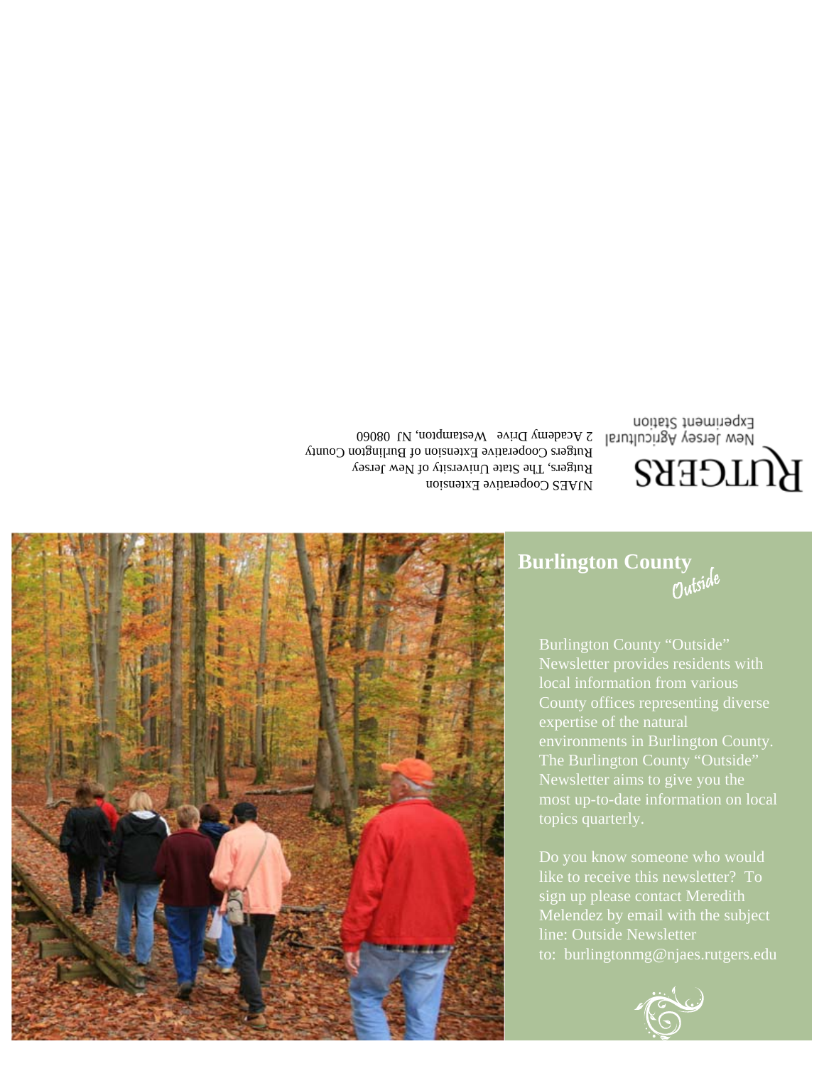RUTGERS

New Jersey Agricultural Experiment Station

NJAES Cooperative Extension
Rutgers, The State University of New Jersey
Rutgers Cooperative Extension of Burlington County
2 Academy Drive Westampton, NJ 08060

## Burlington County *Outside*

Burlington County "Outside" Newsletter provides residents with local information from various County offices representing diverse expertise of the natural environments in Burlington County. The Burlington County "Outside" Newsletter aims to give you the most up-to-date information on local topics quarterly.

Do you know someone who would like to receive this newsletter? To sign up please contact Meredith Melendez by email with the subject line: Outside Newsletter to: burlingtonmg@njaes.rutgers.edu